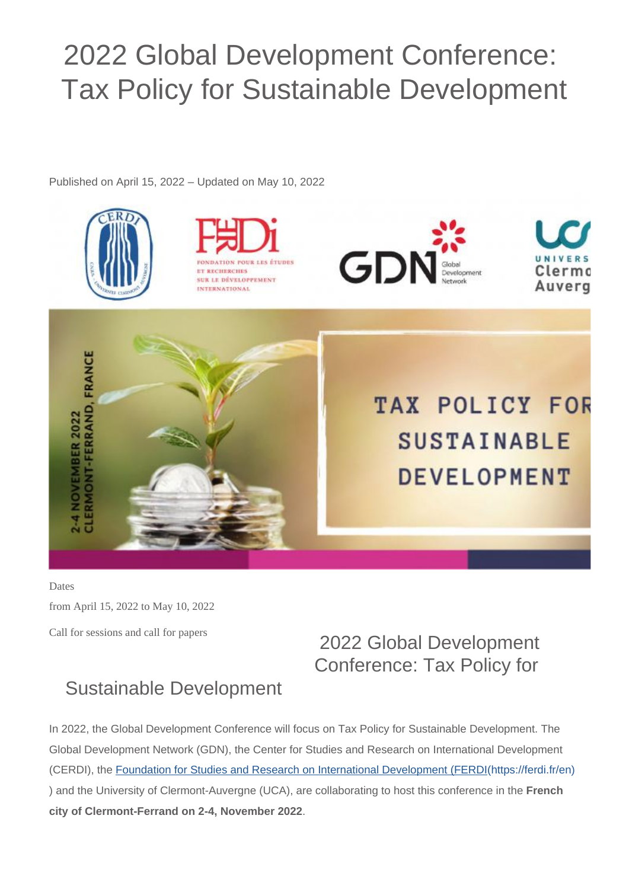# 2022 Global Development Conference: Tax Policy for Sustainable Development

Published on April 15, 2022 – Updated on May 10, 2022

Dates

from April 15, 2022 to May 10, 2022

Call for sessions and call for papers

## 2022 Global Development Conference: Tax Policy for Sustainable Development

In 2022, the Global Development Conference will focus on Tax Policy for Sustainable Development. The Global Development Network (GDN), the Center for Studies and Research on International Development (CERDI), the [Foundation for Studies and Research on International Development (FERDI](https://ferdi.fr/en)(https://ferdi.fr/en)) and the University of Clermont-Auvergne (UCA), are collaborating to host this conference in the **French city of Clermont-Ferrand on 2-4, November 2022**.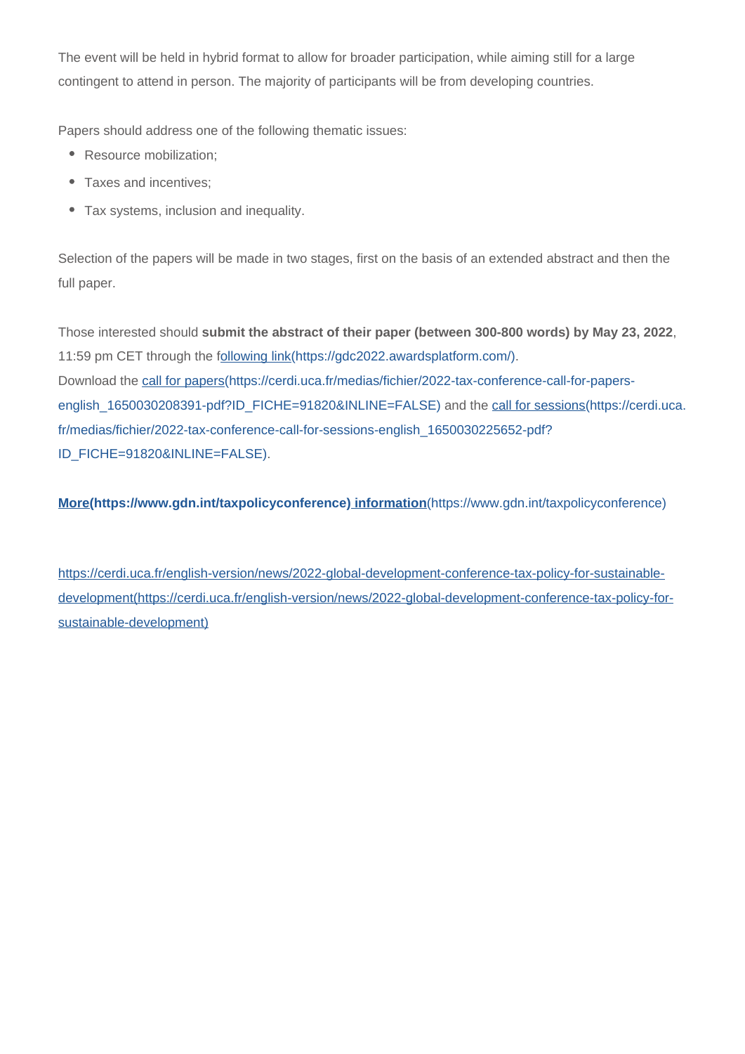The event will be held in hybrid format to allow for broader participation, while aiming still for a large contingent to attend in person. The majority of participants will be from developing countries.

Papers should address one of the following thematic issues:

- Resource mobilization;
- Taxes and incentives;
- Tax systems, inclusion and inequality.

Selection of the papers will be made in two stages, first on the basis of an extended abstract and then the full paper.

Those interested should **submit the abstract of their paper (between 300-800 words) by May 23, 2022**, 11:59 pm CET through the following link(https://gdc2022.awardsplatform.com/).
Download the call for papers(https://cerdi.uca.fr/medias/fichier/2022-tax-conference-call-for-papers-english_1650030208391-pdf?ID_FICHE=91820&INLINE=FALSE) and the call for sessions(https://cerdi.uca.fr/medias/fichier/2022-tax-conference-call-for-sessions-english_1650030225652-pdf?ID_FICHE=91820&INLINE=FALSE).

**More(https://www.gdn.int/taxpolicyconference) information**(https://www.gdn.int/taxpolicyconference)

https://cerdi.uca.fr/english-version/news/2022-global-development-conference-tax-policy-for-sustainable-development(https://cerdi.uca.fr/english-version/news/2022-global-development-conference-tax-policy-for-sustainable-development)